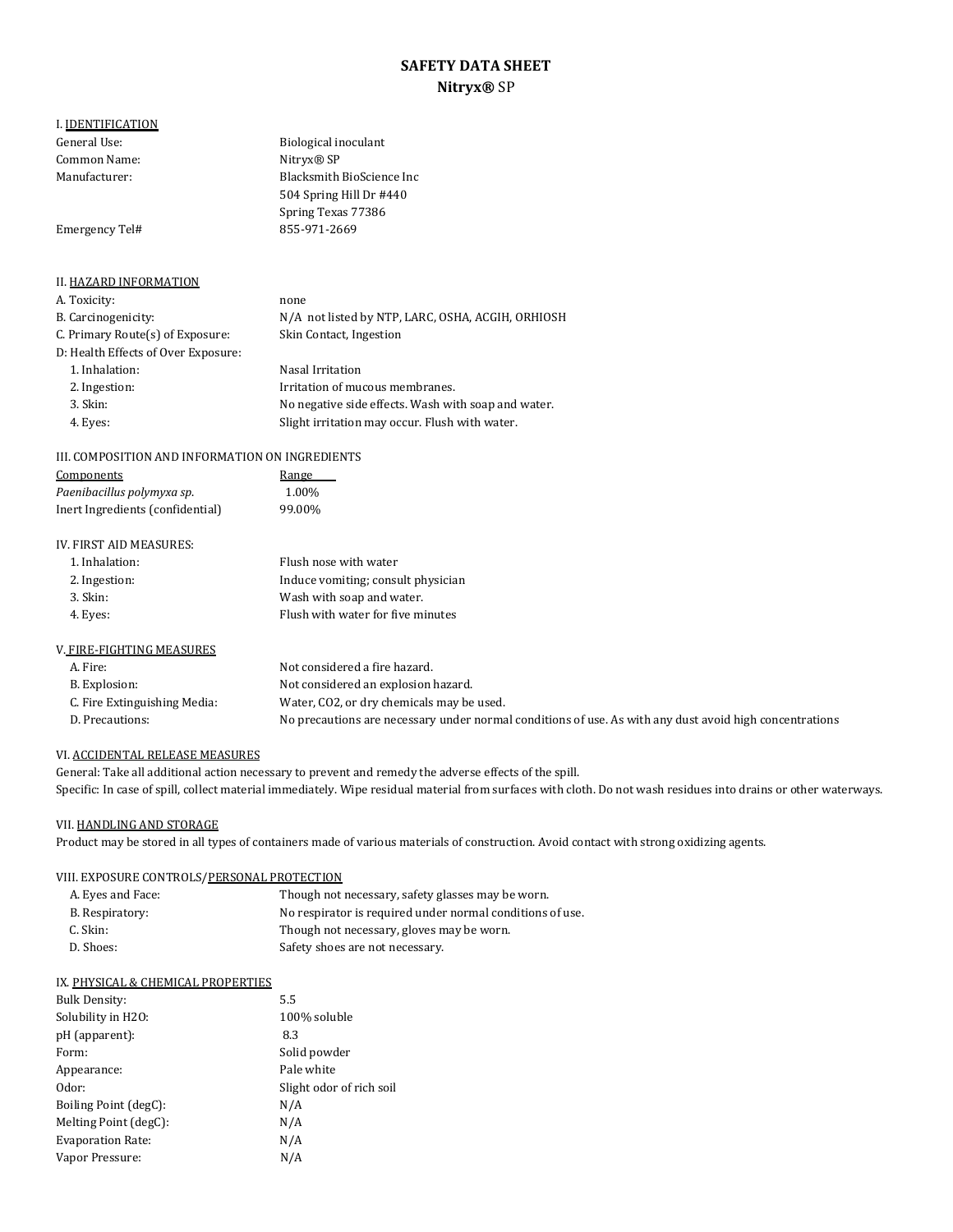# SAFETY DATA SHEET
## **Nitryx®** SP

### I. IDENTIFICATION

| | |
|---|---|
| General Use: | Biological inoculant |
| Common Name: | Nitryx® SP |
| Manufacturer: | Blacksmith BioScience Inc<br>504 Spring Hill Dr #440<br>Spring Texas 77386 |
| Emergency Tel# | 855-971-2669 |

### II. HAZARD INFORMATION

| | |
|---|---|
| A. Toxicity: | none |
| B. Carcinogenicity: | N/A not listed by NTP, LARC, OSHA, ACGIH, ORHIOSH |
| C. Primary Route(s) of Exposure: | Skin Contact, Ingestion |
| D: Health Effects of Over Exposure: | |
| 1. Inhalation: | Nasal Irritation |
| 2. Ingestion: | Irritation of mucous membranes. |
| 3. Skin: | No negative side effects. Wash with soap and water. |
| 4. Eyes: | Slight irritation may occur. Flush with water. |

### III. COMPOSITION AND INFORMATION ON INGREDIENTS

| Components | Range |
|---|---|
| *Paenibacillus polymyxa sp.* | 1.00% |
| Inert Ingredients (confidential) | 99.00% |

### IV. FIRST AID MEASURES:

| | |
|---|---|
| 1. Inhalation: | Flush nose with water |
| 2. Ingestion: | Induce vomiting; consult physician |
| 3. Skin: | Wash with soap and water. |
| 4. Eyes: | Flush with water for five minutes |

### V. FIRE-FIGHTING MEASURES

| | |
|---|---|
| A. Fire: | Not considered a fire hazard. |
| B. Explosion: | Not considered an explosion hazard. |
| C. Fire Extinguishing Media: | Water, CO2, or dry chemicals may be used. |
| D. Precautions: | No precautions are necessary under normal conditions of use. As with any dust avoid high concentrations |

### VI. ACCIDENTAL RELEASE MEASURES

General: Take all additional action necessary to prevent and remedy the adverse effects of the spill.
Specific: In case of spill, collect material immediately. Wipe residual material from surfaces with cloth. Do not wash residues into drains or other waterways.

### VII. HANDLING AND STORAGE

Product may be stored in all types of containers made of various materials of construction. Avoid contact with strong oxidizing agents.

### VIII. EXPOSURE CONTROLS/PERSONAL PROTECTION

| | |
|---|---|
| A. Eyes and Face: | Though not necessary, safety glasses may be worn. |
| B. Respiratory: | No respirator is required under normal conditions of use. |
| C. Skin: | Though not necessary, gloves may be worn. |
| D. Shoes: | Safety shoes are not necessary. |

### IX. PHYSICAL & CHEMICAL PROPERTIES

| | |
|---|---|
| Bulk Density: | 5.5 |
| Solubility in H2O: | 100% soluble |
| pH (apparent): | 8.3 |
| Form: | Solid powder |
| Appearance: | Pale white |
| Odor: | Slight odor of rich soil |
| Boiling Point (degC): | N/A |
| Melting Point (degC): | N/A |
| Evaporation Rate: | N/A |
| Vapor Pressure: | N/A |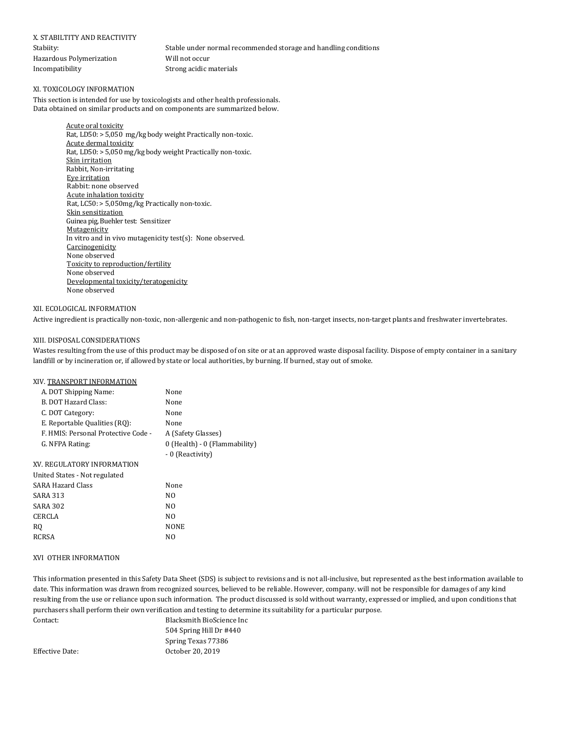## X. STABILTITY AND REACTIVITY

| | |
|---|---|
| Stabiity: | Stable under normal recommended storage and handling conditions |
| Hazardous Polymerization | Will not occur |
| Incompatibility | Strong acidic materials |

## XI. TOXICOLOGY INFORMATION

This section is intended for use by toxicologists and other health professionals.
Data obtained on similar products and on components are summarized below.

Acute oral toxicity
Rat, LD50: > 5,050 mg/kg body weight Practically non-toxic.
Acute dermal toxicity
Rat, LD50: > 5,050 mg/kg body weight Practically non-toxic.
Skin irritation
Rabbit, Non-irritating
Eye irritation
Rabbit: none observed
Acute inhalation toxicity
Rat, LC50: > 5,050mg/kg Practically non-toxic.
Skin sensitization
Guinea pig, Buehler test: Sensitizer
Mutagenicity
In vitro and in vivo mutagenicity test(s): None observed.
Carcinogenicity
None observed
Toxicity to reproduction/fertility
None observed
Developmental toxicity/teratogenicity
None observed

## XII. ECOLOGICAL INFORMATION

Active ingredient is practically non-toxic, non-allergenic and non-pathogenic to fish, non-target insects, non-target plants and freshwater invertebrates.

## XIII. DISPOSAL CONSIDERATIONS

Wastes resulting from the use of this product may be disposed of on site or at an approved waste disposal facility. Dispose of empty container in a sanitary landfill or by incineration or, if allowed by state or local authorities, by burning. If burned, stay out of smoke.

## XIV. TRANSPORT INFORMATION

| | |
|---|---|
| A. DOT Shipping Name: | None |
| B. DOT Hazard Class: | None |
| C. DOT Category: | None |
| E. Reportable Qualities (RQ): | None |
| F. HMIS: Personal Protective Code - | A (Safety Glasses) |
| G. NFPA Rating: | 0 (Health) - 0 (Flammability) - 0 (Reactivity) |

## XV. REGULATORY INFORMATION

United States - Not regulated

| | |
|---|---|
| SARA Hazard Class | None |
| SARA 313 | NO |
| SARA 302 | NO |
| CERCLA | NO |
| RQ | NONE |
| RCRSA | NO |

## XVI OTHER INFORMATION

This information presented in this Safety Data Sheet (SDS) is subject to revisions and is not all-inclusive, but represented as the best information available to date. This information was drawn from recognized sources, believed to be reliable. However, company. will not be responsible for damages of any kind resulting from the use or reliance upon such information. The product discussed is sold without warranty, expressed or implied, and upon conditions that purchasers shall perform their own verification and testing to determine its suitability for a particular purpose.

| | |
|---|---|
| Contact: | Blacksmith BioScience Inc<br>504 Spring Hill Dr #440<br>Spring Texas 77386 |
| Effective Date: | October 20, 2019 |